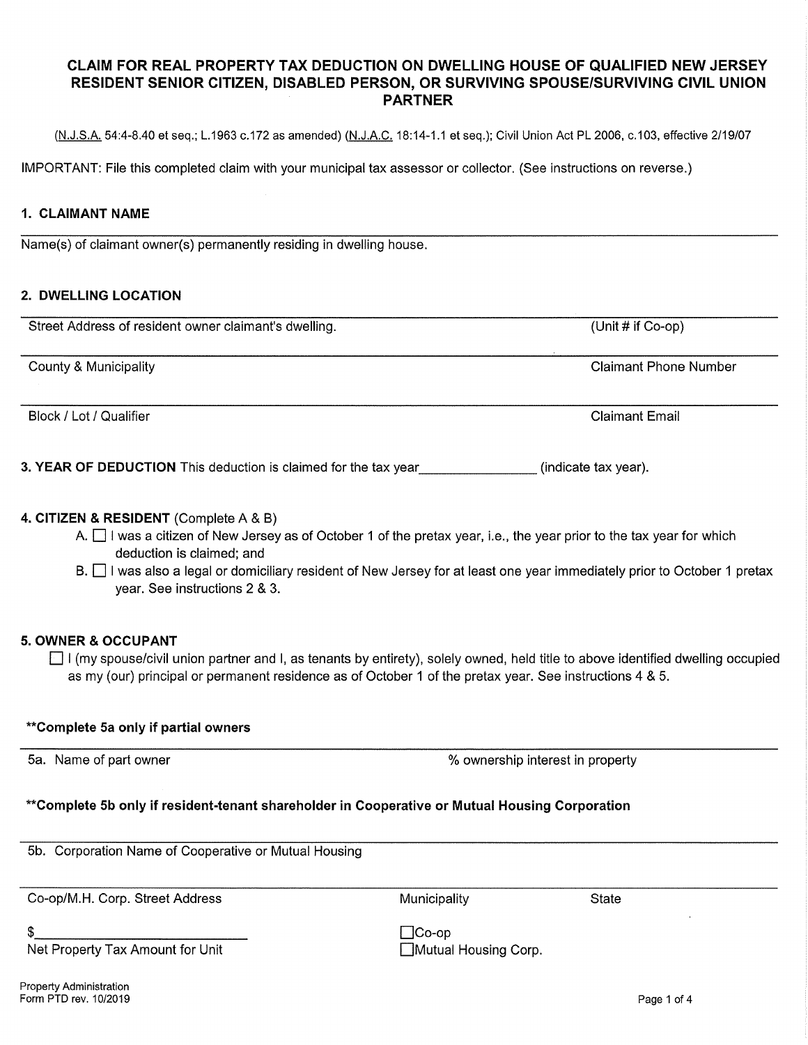# CLAIM FOR REAL PROPERTY TAX DEDUCTION ON DWELLING HOUSE OF QUALIFIED NEW JERSEY RESIDENT SENIOR CITIZEN, DISABLED PERSON, OR SURVIVING SPOUSE/SURVIVING CIVIL UNION PARTNER

(N.J.S.A. 54:4-8.40 et seq.; L.1963 c.172 as amended) (N.J.A.C. 18:14-1.1 et seq.); Civil Union Act PL 2006, c.103, effective 2/19/07

IMPORTANT: File this completed claim with your municipal tax assessor or collector. (See instructions on reverse.)

## 1. CLAIMANT NAME

_______________________________________________

Name(s) of claimant owner(s) permanently residing in dwelling house.

## 2. DWELLING LOCATION

_______________________________________________

Street Address of resident owner claimant's dwelling. (Unit # if Co-op)

_______________________________________________

County & Municipality | Claimant Phone Number

_______________________________________________

Block / Lot / Qualifier | Claimant Email

**3. YEAR OF DEDUCTION** This deduction is claimed for the tax year________________ (indicate tax year).

**4. CITIZEN & RESIDENT** (Complete A & B)

A. ☐ I was a citizen of New Jersey as of October 1 of the pretax year, i.e., the year prior to the tax year for which deduction is claimed; and

B. ☐ I was also a legal or domiciliary resident of New Jersey for at least one year immediately prior to October 1 pretax year. See instructions 2 & 3.

**5. OWNER & OCCUPANT**

☐ I (my spouse/civil union partner and I, as tenants by entirety), solely owned, held title to above identified dwelling occupied as my (our) principal or permanent residence as of October 1 of the pretax year. See instructions 4 & 5.

**\*\*Complete 5a only if partial owners**

_______________________________________________

5a. Name of part owner | % ownership interest in property

**\*\*Complete 5b only if resident-tenant shareholder in Cooperative or Mutual Housing Corporation**

_______________________________________________

5b. Corporation Name of Cooperative or Mutual Housing

_______________________________________________

Co-op/M.H. Corp. Street Address | Municipality | State

$____________________________

Net Property Tax Amount for Unit

☐ Co-op

☐ Mutual Housing Corp.

Property Administration
Form PTD rev. 10/2019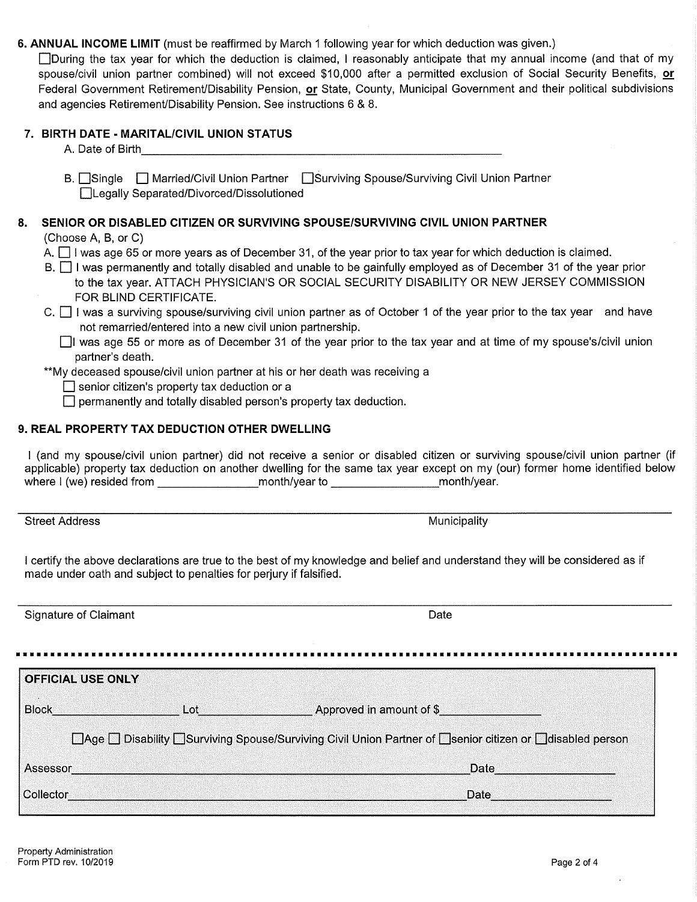**6. ANNUAL INCOME LIMIT** (must be reaffirmed by March 1 following year for which deduction was given.)

☐During the tax year for which the deduction is claimed, I reasonably anticipate that my annual income (and that of my spouse/civil union partner combined) will not exceed $10,000 after a permitted exclusion of Social Security Benefits, **or** Federal Government Retirement/Disability Pension, **or** State, County, Municipal Government and their political subdivisions and agencies Retirement/Disability Pension. See instructions 6 & 8.

**7. BIRTH DATE - MARITAL/CIVIL UNION STATUS**

A. Date of Birth\_\_\_\_\_\_\_\_\_\_\_\_\_\_\_\_\_\_\_\_\_\_\_\_\_\_\_\_\_\_\_\_\_\_\_\_\_\_\_\_

B. ☐Single ☐ Married/Civil Union Partner ☐Surviving Spouse/Surviving Civil Union Partner ☐Legally Separated/Divorced/Dissolutioned

**8. SENIOR OR DISABLED CITIZEN OR SURVIVING SPOUSE/SURVIVING CIVIL UNION PARTNER**

(Choose A, B, or C)

A. ☐ I was age 65 or more years as of December 31, of the year prior to tax year for which deduction is claimed.

B. ☐ I was permanently and totally disabled and unable to be gainfully employed as of December 31 of the year prior to the tax year. ATTACH PHYSICIAN'S OR SOCIAL SECURITY DISABILITY OR NEW JERSEY COMMISSION FOR BLIND CERTIFICATE.

C. ☐ I was a surviving spouse/surviving civil union partner as of October 1 of the year prior to the tax year and have not remarried/entered into a new civil union partnership.

☐I was age 55 or more as of December 31 of the year prior to the tax year and at time of my spouse's/civil union partner's death.

**My deceased spouse/civil union partner at his or her death was receiving a

☐ senior citizen's property tax deduction or a

☐ permanently and totally disabled person's property tax deduction.

**9. REAL PROPERTY TAX DEDUCTION OTHER DWELLING**

I (and my spouse/civil union partner) did not receive a senior or disabled citizen or surviving spouse/civil union partner (if applicable) property tax deduction on another dwelling for the same tax year except on my (our) former home identified below where I (we) resided from \_\_\_\_\_\_\_\_\_\_\_\_month/year to \_\_\_\_\_\_\_\_\_\_\_\_month/year.

\_\_\_\_\_\_\_\_\_\_\_\_\_\_\_\_\_\_\_\_\_\_\_\_\_\_\_\_\_\_\_\_\_\_\_\_\_\_\_\_\_\_\_\_\_\_\_\_\_\_\_\_\_\_\_\_\_\_

Street Address Municipality

I certify the above declarations are true to the best of my knowledge and belief and understand they will be considered as if made under oath and subject to penalties for perjury if falsified.

\_\_\_\_\_\_\_\_\_\_\_\_\_\_\_\_\_\_\_\_\_\_\_\_\_\_\_\_\_\_\_\_\_\_\_\_\_\_\_\_\_\_\_\_\_\_\_\_\_\_\_\_\_\_\_\_\_\_

Signature of Claimant Date

---

**OFFICIAL USE ONLY**

Block\_\_\_\_\_\_\_\_\_\_\_\_ Lot\_\_\_\_\_\_\_\_\_\_\_\_ Approved in amount of $\_\_\_\_\_\_\_\_\_\_\_\_

☐Age ☐ Disability ☐Surviving Spouse/Surviving Civil Union Partner of ☐senior citizen or ☐disabled person

Assessor\_\_\_\_\_\_\_\_\_\_\_\_\_\_\_\_\_\_\_\_\_\_\_\_\_\_\_\_\_\_\_\_\_\_\_\_\_\_\_\_ Date\_\_\_\_\_\_\_\_\_\_\_\_

Collector\_\_\_\_\_\_\_\_\_\_\_\_\_\_\_\_\_\_\_\_\_\_\_\_\_\_\_\_\_\_\_\_\_\_\_\_\_\_\_\_ Date\_\_\_\_\_\_\_\_\_\_\_\_

Property Administration
Form PTD rev. 10/2019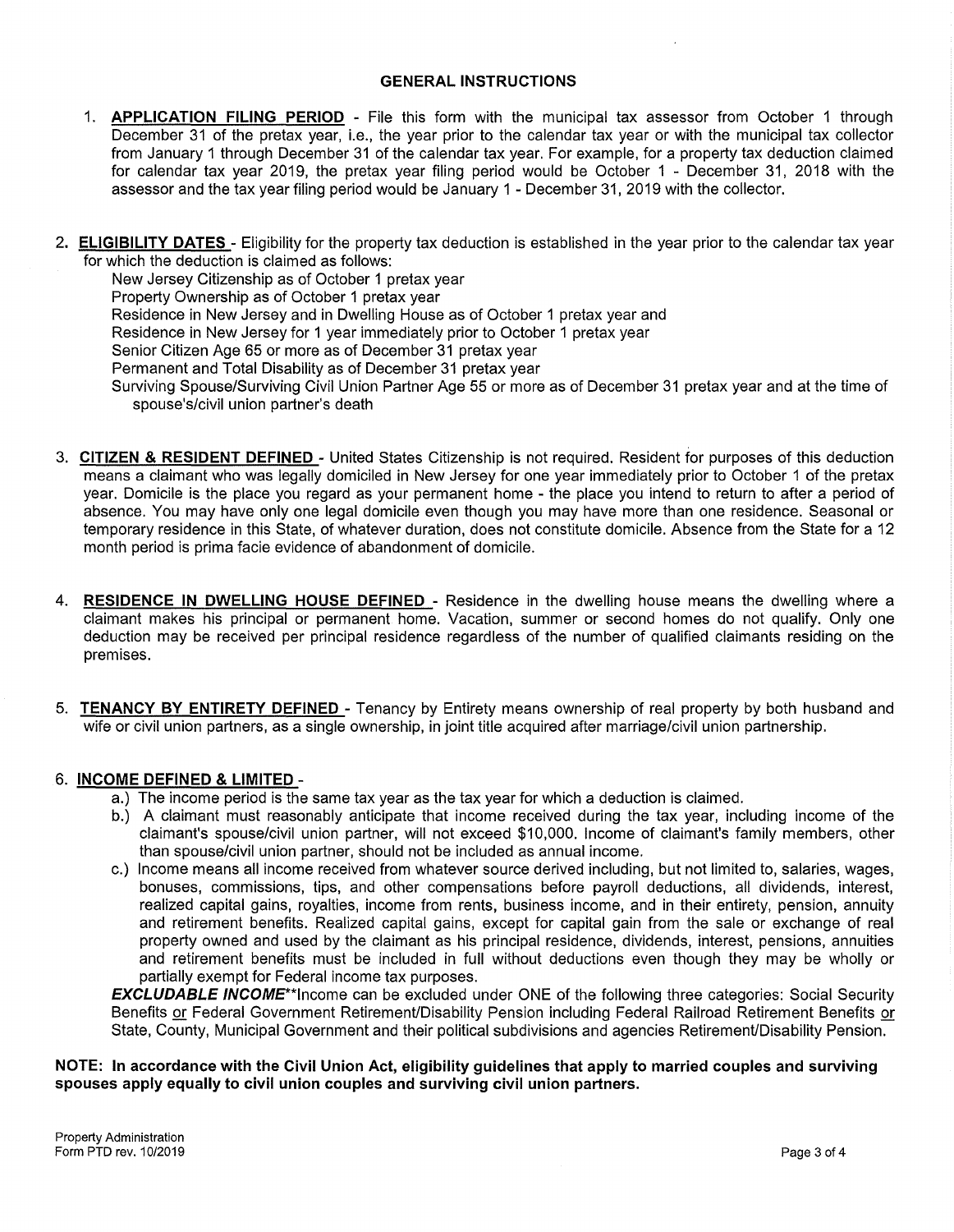## GENERAL INSTRUCTIONS

1. **APPLICATION FILING PERIOD** - File this form with the municipal tax assessor from October 1 through December 31 of the pretax year, i.e., the year prior to the calendar tax year or with the municipal tax collector from January 1 through December 31 of the calendar tax year. For example, for a property tax deduction claimed for calendar tax year 2019, the pretax year filing period would be October 1 - December 31, 2018 with the assessor and the tax year filing period would be January 1 - December 31, 2019 with the collector.

2. **ELIGIBILITY DATES** - Eligibility for the property tax deduction is established in the year prior to the calendar tax year for which the deduction is claimed as follows:
   New Jersey Citizenship as of October 1 pretax year
   Property Ownership as of October 1 pretax year
   Residence in New Jersey and in Dwelling House as of October 1 pretax year and
   Residence in New Jersey for 1 year immediately prior to October 1 pretax year
   Senior Citizen Age 65 or more as of December 31 pretax year
   Permanent and Total Disability as of December 31 pretax year
   Surviving Spouse/Surviving Civil Union Partner Age 55 or more as of December 31 pretax year and at the time of spouse's/civil union partner's death

3. **CITIZEN & RESIDENT DEFINED** - United States Citizenship is not required. Resident for purposes of this deduction means a claimant who was legally domiciled in New Jersey for one year immediately prior to October 1 of the pretax year. Domicile is the place you regard as your permanent home - the place you intend to return to after a period of absence. You may have only one legal domicile even though you may have more than one residence. Seasonal or temporary residence in this State, of whatever duration, does not constitute domicile. Absence from the State for a 12 month period is prima facie evidence of abandonment of domicile.

4. **RESIDENCE IN DWELLING HOUSE DEFINED** - Residence in the dwelling house means the dwelling where a claimant makes his principal or permanent home. Vacation, summer or second homes do not qualify. Only one deduction may be received per principal residence regardless of the number of qualified claimants residing on the premises.

5. **TENANCY BY ENTIRETY DEFINED** - Tenancy by Entirety means ownership of real property by both husband and wife or civil union partners, as a single ownership, in joint title acquired after marriage/civil union partnership.

6. **INCOME DEFINED & LIMITED** -
   a.) The income period is the same tax year as the tax year for which a deduction is claimed.
   b.) A claimant must reasonably anticipate that income received during the tax year, including income of the claimant's spouse/civil union partner, will not exceed $10,000. Income of claimant's family members, other than spouse/civil union partner, should not be included as annual income.
   c.) Income means all income received from whatever source derived including, but not limited to, salaries, wages, bonuses, commissions, tips, and other compensations before payroll deductions, all dividends, interest, realized capital gains, royalties, income from rents, business income, and in their entirety, pension, annuity and retirement benefits. Realized capital gains, except for capital gain from the sale or exchange of real property owned and used by the claimant as his principal residence, dividends, interest, pensions, annuities and retirement benefits must be included in full without deductions even though they may be wholly or partially exempt for Federal income tax purposes.

   ***EXCLUDABLE INCOME*****Income can be excluded under ONE of the following three categories: Social Security Benefits or Federal Government Retirement/Disability Pension including Federal Railroad Retirement Benefits or State, County, Municipal Government and their political subdivisions and agencies Retirement/Disability Pension.

**NOTE: In accordance with the Civil Union Act, eligibility guidelines that apply to married couples and surviving spouses apply equally to civil union couples and surviving civil union partners.**

Property Administration
Form PTD rev. 10/2019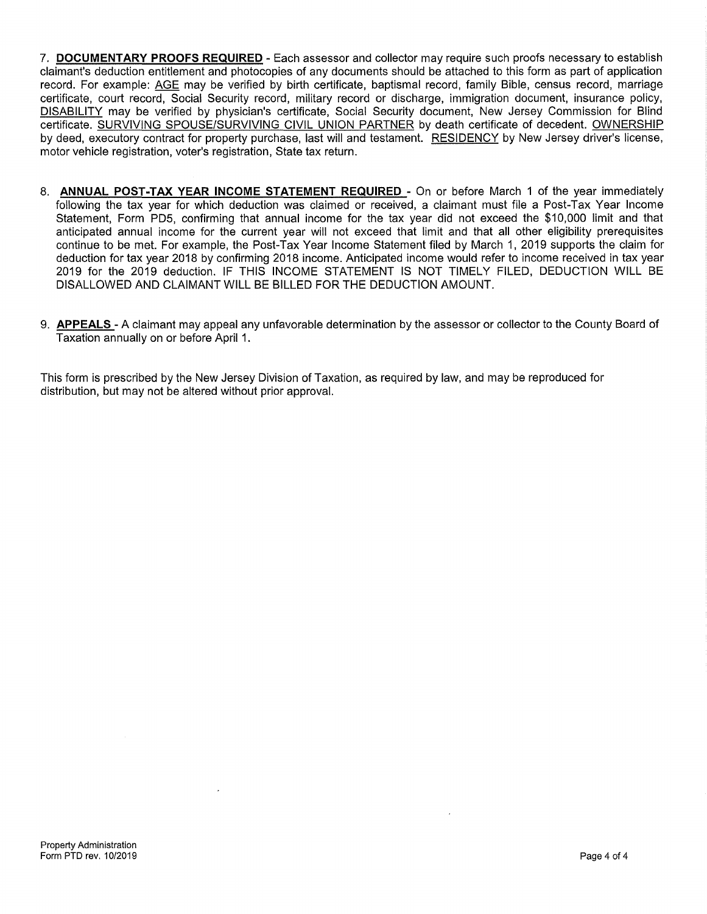7. **DOCUMENTARY PROOFS REQUIRED** - Each assessor and collector may require such proofs necessary to establish claimant's deduction entitlement and photocopies of any documents should be attached to this form as part of application record. For example: AGE may be verified by birth certificate, baptismal record, family Bible, census record, marriage certificate, court record, Social Security record, military record or discharge, immigration document, insurance policy, DISABILITY may be verified by physician's certificate, Social Security document, New Jersey Commission for Blind certificate. SURVIVING SPOUSE/SURVIVING CIVIL UNION PARTNER by death certificate of decedent. OWNERSHIP by deed, executory contract for property purchase, last will and testament. RESIDENCY by New Jersey driver's license, motor vehicle registration, voter's registration, State tax return.

8. **ANNUAL POST-TAX YEAR INCOME STATEMENT REQUIRED** - On or before March 1 of the year immediately following the tax year for which deduction was claimed or received, a claimant must file a Post-Tax Year Income Statement, Form PD5, confirming that annual income for the tax year did not exceed the $10,000 limit and that anticipated annual income for the current year will not exceed that limit and that all other eligibility prerequisites continue to be met. For example, the Post-Tax Year Income Statement filed by March 1, 2019 supports the claim for deduction for tax year 2018 by confirming 2018 income. Anticipated income would refer to income received in tax year 2019 for the 2019 deduction. IF THIS INCOME STATEMENT IS NOT TIMELY FILED, DEDUCTION WILL BE DISALLOWED AND CLAIMANT WILL BE BILLED FOR THE DEDUCTION AMOUNT.

9. **APPEALS** - A claimant may appeal any unfavorable determination by the assessor or collector to the County Board of Taxation annually on or before April 1.

This form is prescribed by the New Jersey Division of Taxation, as required by law, and may be reproduced for distribution, but may not be altered without prior approval.

Property Administration
Form PTD rev. 10/2019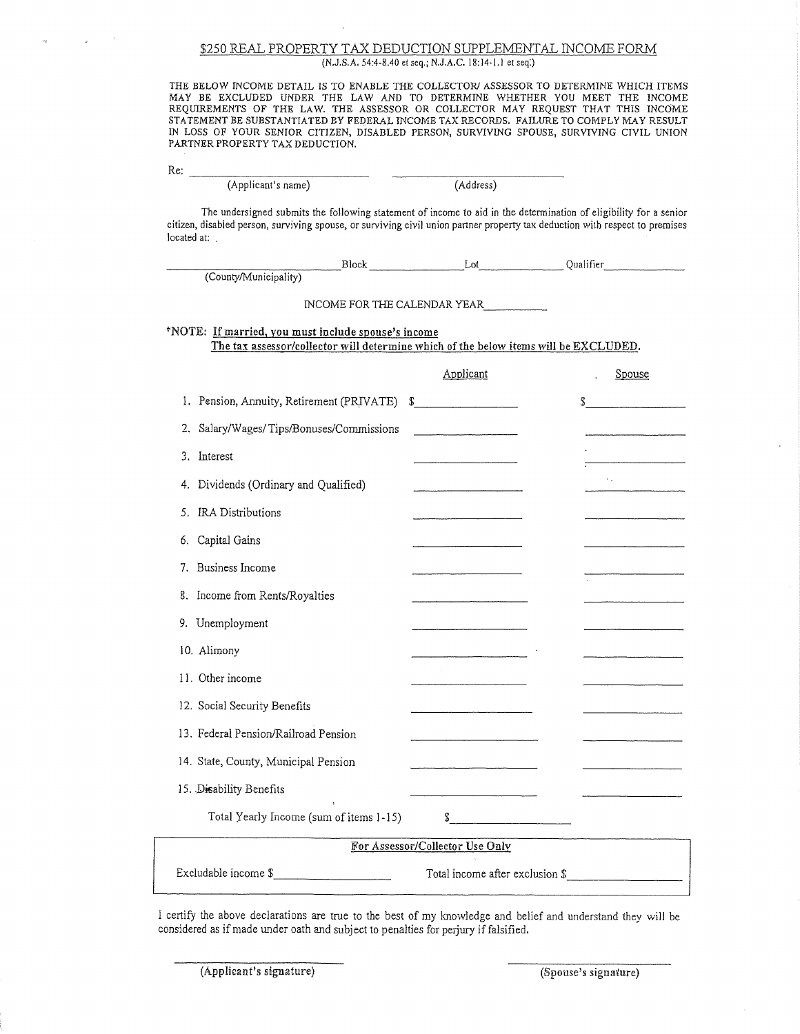## $250 REAL PROPERTY TAX DEDUCTION SUPPLEMENTAL INCOME FORM

(N.J.S.A. 54:4-8.40 et seq.; N.J.A.C. 18:14-1.1 et seq.)

THE BELOW INCOME DETAIL IS TO ENABLE THE COLLECTOR/ ASSESSOR TO DETERMINE WHICH ITEMS MAY BE EXCLUDED UNDER THE LAW AND TO DETERMINE WHETHER YOU MEET THE INCOME REQUIREMENTS OF THE LAW. THE ASSESSOR OR COLLECTOR MAY REQUEST THAT THIS INCOME STATEMENT BE SUBSTANTIATED BY FEDERAL INCOME TAX RECORDS. FAILURE TO COMPLY MAY RESULT IN LOSS OF YOUR SENIOR CITIZEN, DISABLED PERSON, SURVIVING SPOUSE, SURVIVING CIVIL UNION PARTNER PROPERTY TAX DEDUCTION.

Re: ______________________ ______________________
(Applicant's name) (Address)

The undersigned submits the following statement of income to aid in the determination of eligibility for a senior citizen, disabled person, surviving spouse, or surviving civil union partner property tax deduction with respect to premises located at:

______________________ Block __________ Lot __________ Qualifier __________
(County/Municipality)

INCOME FOR THE CALENDAR YEAR __________

*NOTE: **If married, you must include spouse's income**
**The tax assessor/collector will determine which of the below items will be EXCLUDED.**

| | Applicant | Spouse |
|---|---|---|
| 1. Pension, Annuity, Retirement (PRIVATE) | $ __________ | $ __________ |
| 2. Salary/Wages/ Tips/Bonuses/Commissions | __________ | __________ |
| 3. Interest | __________ | __________ |
| 4. Dividends (Ordinary and Qualified) | __________ | __________ |
| 5. IRA Distributions | __________ | __________ |
| 6. Capital Gains | __________ | __________ |
| 7. Business Income | __________ | __________ |
| 8. Income from Rents/Royalties | __________ | __________ |
| 9. Unemployment | __________ | __________ |
| 10. Alimony | __________ | __________ |
| 11. Other income | __________ | __________ |
| 12. Social Security Benefits | __________ | __________ |
| 13. Federal Pension/Railroad Pension | __________ | __________ |
| 14. State, County, Municipal Pension | __________ | __________ |
| 15. Disability Benefits | __________ | __________ |
| Total Yearly Income (sum of items 1-15) | $ __________ | |

**For Assessor/Collector Use Only**

Excludable income $ __________ Total income after exclusion $ __________

I certify the above declarations are true to the best of my knowledge and belief and understand they will be considered as if made under oath and subject to penalties for perjury if falsified.

______________________ ______________________
(Applicant's signature) (Spouse's signature)